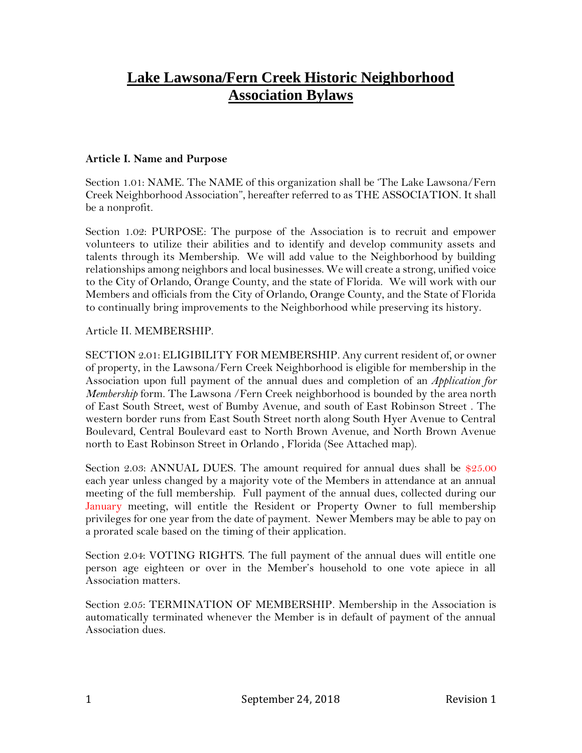# Lake Lawsona/Fern Creek Historic Neighborhood Association Bylaws

**Article I. Name and Purpose**

Section 1.01: NAME. The NAME of this organization shall be 'The Lake Lawsona/Fern Creek Neighborhood Association", hereafter referred to as THE ASSOCIATION. It shall be a nonprofit.

Section 1.02: PURPOSE: The purpose of the Association is to recruit and empower volunteers to utilize their abilities and to identify and develop community assets and talents through its Membership. We will add value to the Neighborhood by building relationships among neighbors and local businesses. We will create a strong, unified voice to the City of Orlando, Orange County, and the state of Florida. We will work with our Members and officials from the City of Orlando, Orange County, and the State of Florida to continually bring improvements to the Neighborhood while preserving its history.

Article II. MEMBERSHIP.

SECTION 2.01: ELIGIBILITY FOR MEMBERSHIP. Any current resident of, or owner of property, in the Lawsona/Fern Creek Neighborhood is eligible for membership in the Association upon full payment of the annual dues and completion of an *Application for Membership* form. The Lawsona /Fern Creek neighborhood is bounded by the area north of East South Street, west of Bumby Avenue, and south of East Robinson Street . The western border runs from East South Street north along South Hyer Avenue to Central Boulevard, Central Boulevard east to North Brown Avenue, and North Brown Avenue north to East Robinson Street in Orlando , Florida (See Attached map).

Section 2.03: ANNUAL DUES. The amount required for annual dues shall be $25.00 each year unless changed by a majority vote of the Members in attendance at an annual meeting of the full membership. Full payment of the annual dues, collected during our January meeting, will entitle the Resident or Property Owner to full membership privileges for one year from the date of payment. Newer Members may be able to pay on a prorated scale based on the timing of their application.

Section 2.04: VOTING RIGHTS. The full payment of the annual dues will entitle one person age eighteen or over in the Member's household to one vote apiece in all Association matters.

Section 2.05: TERMINATION OF MEMBERSHIP. Membership in the Association is automatically terminated whenever the Member is in default of payment of the annual Association dues.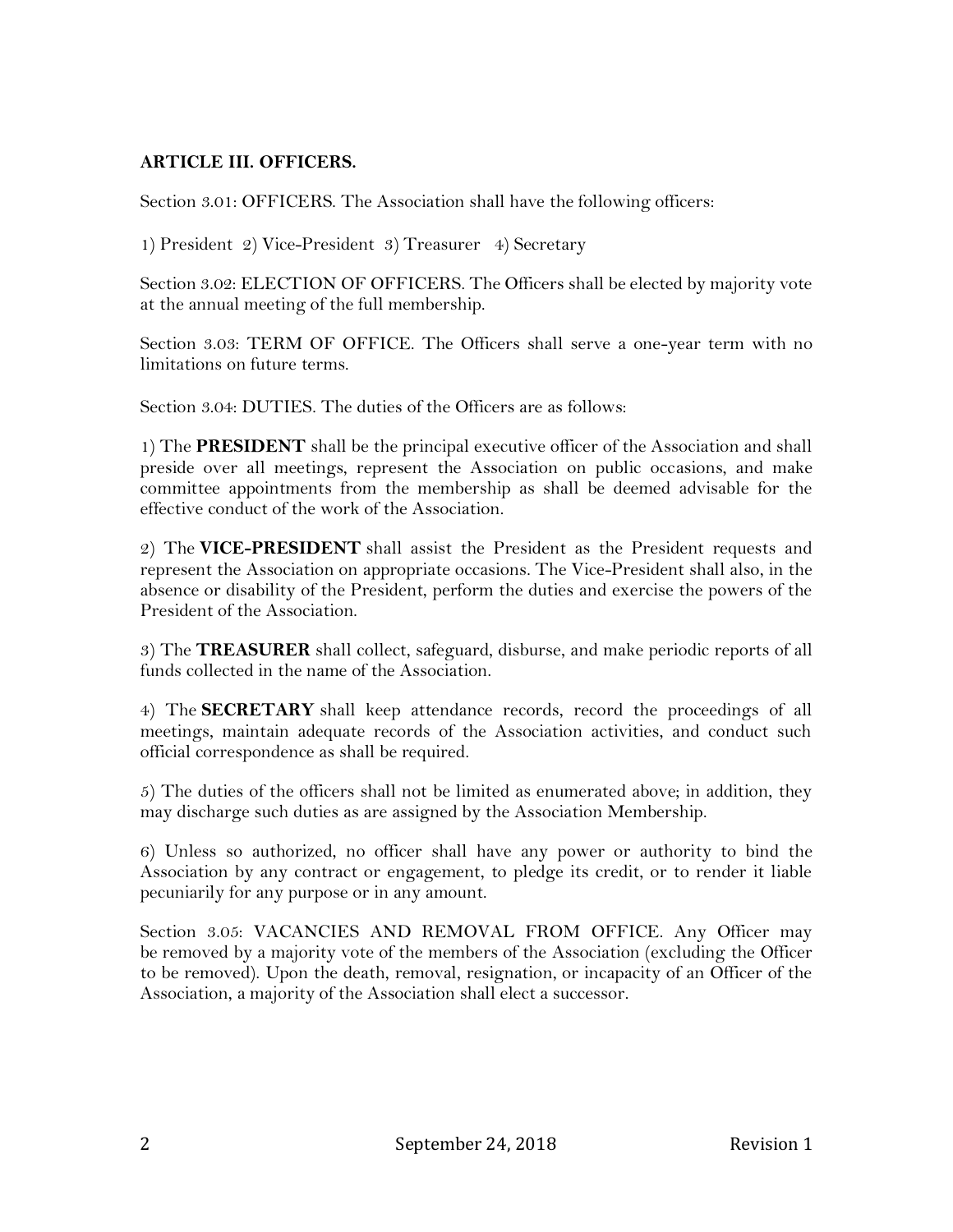## ARTICLE III. OFFICERS.

Section 3.01: OFFICERS. The Association shall have the following officers:

1) President 2) Vice-President 3) Treasurer 4) Secretary

Section 3.02: ELECTION OF OFFICERS. The Officers shall be elected by majority vote at the annual meeting of the full membership.

Section 3.03: TERM OF OFFICE. The Officers shall serve a one-year term with no limitations on future terms.

Section 3.04: DUTIES. The duties of the Officers are as follows:

1) The **PRESIDENT** shall be the principal executive officer of the Association and shall preside over all meetings, represent the Association on public occasions, and make committee appointments from the membership as shall be deemed advisable for the effective conduct of the work of the Association.

2) The **VICE-PRESIDENT** shall assist the President as the President requests and represent the Association on appropriate occasions. The Vice-President shall also, in the absence or disability of the President, perform the duties and exercise the powers of the President of the Association.

3) The **TREASURER** shall collect, safeguard, disburse, and make periodic reports of all funds collected in the name of the Association.

4) The **SECRETARY** shall keep attendance records, record the proceedings of all meetings, maintain adequate records of the Association activities, and conduct such official correspondence as shall be required.

5) The duties of the officers shall not be limited as enumerated above; in addition, they may discharge such duties as are assigned by the Association Membership.

6) Unless so authorized, no officer shall have any power or authority to bind the Association by any contract or engagement, to pledge its credit, or to render it liable pecuniarily for any purpose or in any amount.

Section 3.05: VACANCIES AND REMOVAL FROM OFFICE. Any Officer may be removed by a majority vote of the members of the Association (excluding the Officer to be removed). Upon the death, removal, resignation, or incapacity of an Officer of the Association, a majority of the Association shall elect a successor.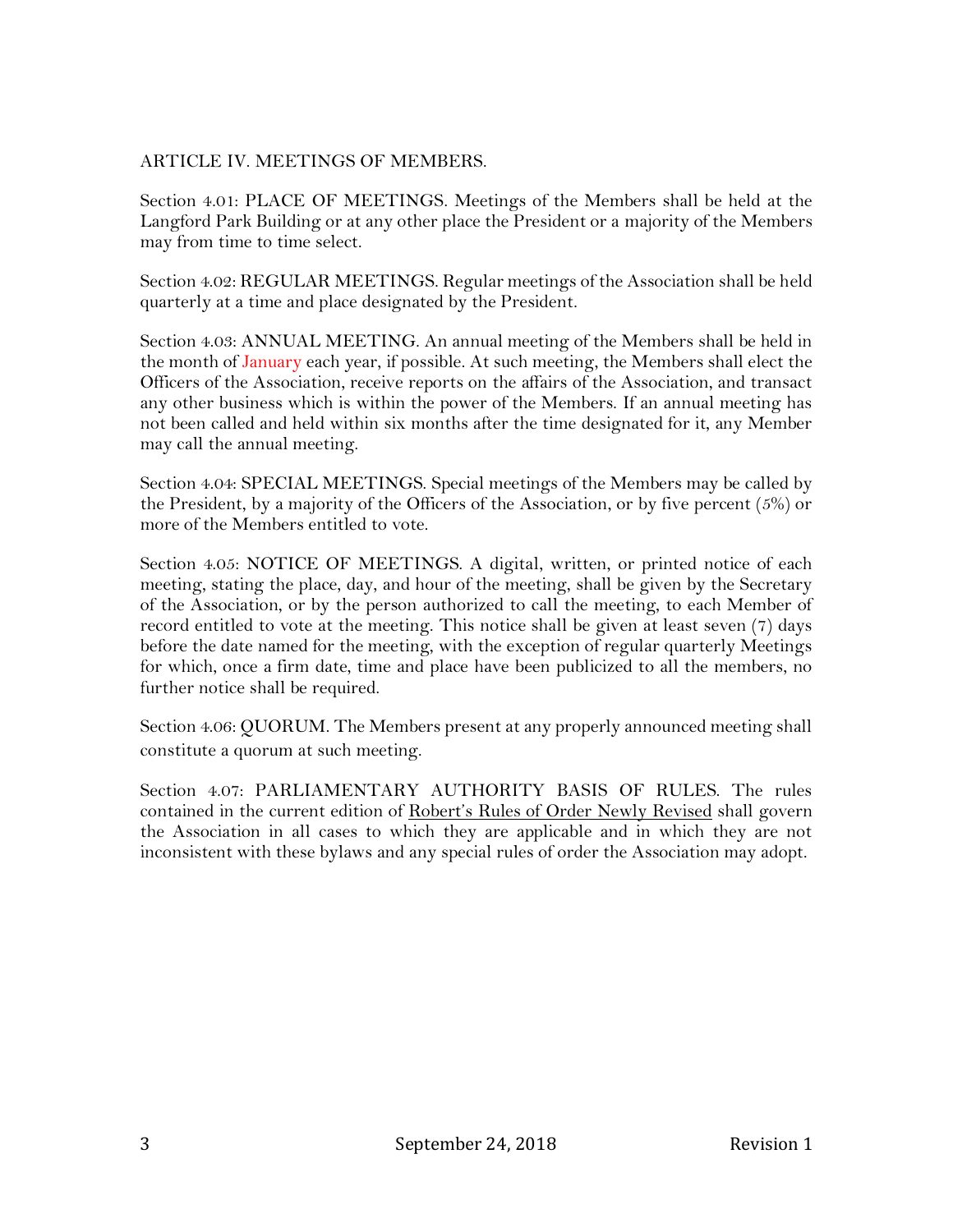## ARTICLE IV. MEETINGS OF MEMBERS.

Section 4.01: PLACE OF MEETINGS. Meetings of the Members shall be held at the Langford Park Building or at any other place the President or a majority of the Members may from time to time select.

Section 4.02: REGULAR MEETINGS. Regular meetings of the Association shall be held quarterly at a time and place designated by the President.

Section 4.03: ANNUAL MEETING. An annual meeting of the Members shall be held in the month of January each year, if possible. At such meeting, the Members shall elect the Officers of the Association, receive reports on the affairs of the Association, and transact any other business which is within the power of the Members. If an annual meeting has not been called and held within six months after the time designated for it, any Member may call the annual meeting.

Section 4.04: SPECIAL MEETINGS. Special meetings of the Members may be called by the President, by a majority of the Officers of the Association, or by five percent (5%) or more of the Members entitled to vote.

Section 4.05: NOTICE OF MEETINGS. A digital, written, or printed notice of each meeting, stating the place, day, and hour of the meeting, shall be given by the Secretary of the Association, or by the person authorized to call the meeting, to each Member of record entitled to vote at the meeting. This notice shall be given at least seven (7) days before the date named for the meeting, with the exception of regular quarterly Meetings for which, once a firm date, time and place have been publicized to all the members, no further notice shall be required.

Section 4.06: QUORUM. The Members present at any properly announced meeting shall constitute a quorum at such meeting.

Section 4.07: PARLIAMENTARY AUTHORITY BASIS OF RULES. The rules contained in the current edition of Robert's Rules of Order Newly Revised shall govern the Association in all cases to which they are applicable and in which they are not inconsistent with these bylaws and any special rules of order the Association may adopt.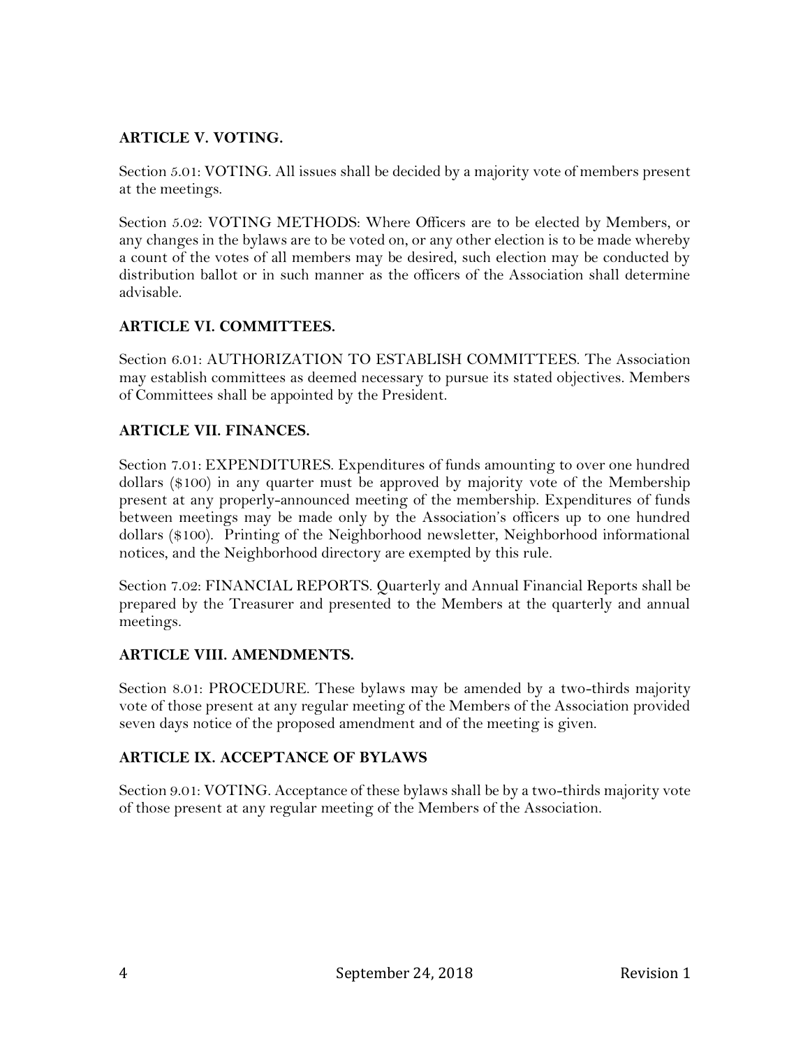## ARTICLE V. VOTING.

Section 5.01: VOTING. All issues shall be decided by a majority vote of members present at the meetings.

Section 5.02: VOTING METHODS: Where Officers are to be elected by Members, or any changes in the bylaws are to be voted on, or any other election is to be made whereby a count of the votes of all members may be desired, such election may be conducted by distribution ballot or in such manner as the officers of the Association shall determine advisable.

## ARTICLE VI. COMMITTEES.

Section 6.01: AUTHORIZATION TO ESTABLISH COMMITTEES. The Association may establish committees as deemed necessary to pursue its stated objectives. Members of Committees shall be appointed by the President.

## ARTICLE VII. FINANCES.

Section 7.01: EXPENDITURES. Expenditures of funds amounting to over one hundred dollars ($100) in any quarter must be approved by majority vote of the Membership present at any properly-announced meeting of the membership. Expenditures of funds between meetings may be made only by the Association's officers up to one hundred dollars ($100). Printing of the Neighborhood newsletter, Neighborhood informational notices, and the Neighborhood directory are exempted by this rule.

Section 7.02: FINANCIAL REPORTS. Quarterly and Annual Financial Reports shall be prepared by the Treasurer and presented to the Members at the quarterly and annual meetings.

## ARTICLE VIII. AMENDMENTS.

Section 8.01: PROCEDURE. These bylaws may be amended by a two-thirds majority vote of those present at any regular meeting of the Members of the Association provided seven days notice of the proposed amendment and of the meeting is given.

## ARTICLE IX. ACCEPTANCE OF BYLAWS

Section 9.01: VOTING. Acceptance of these bylaws shall be by a two-thirds majority vote of those present at any regular meeting of the Members of the Association.